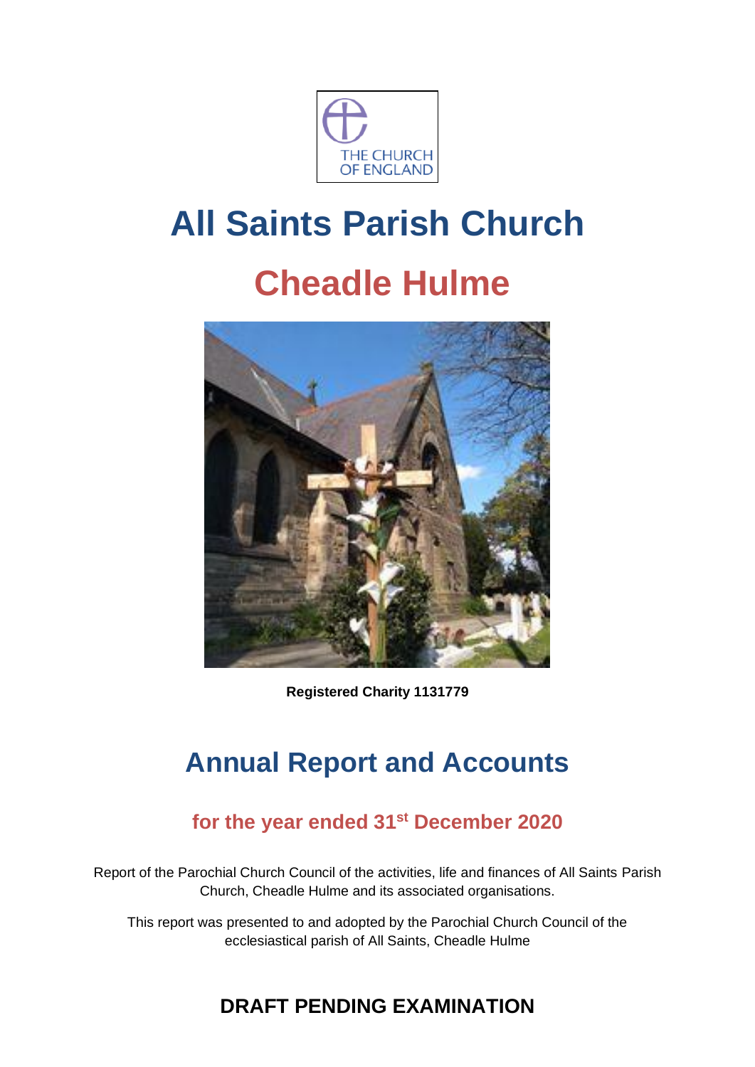THE CHURCH OF ENGLAND

# All Saints Parish Church

# Cheadle Hulme

**Registered Charity 1131779**

## Annual Report and Accounts

### for the year ended 31st December 2020

Report of the Parochial Church Council of the activities, life and finances of All Saints Parish Church, Cheadle Hulme and its associated organisations.

This report was presented to and adopted by the Parochial Church Council of the ecclesiastical parish of All Saints, Cheadle Hulme

## DRAFT PENDING EXAMINATION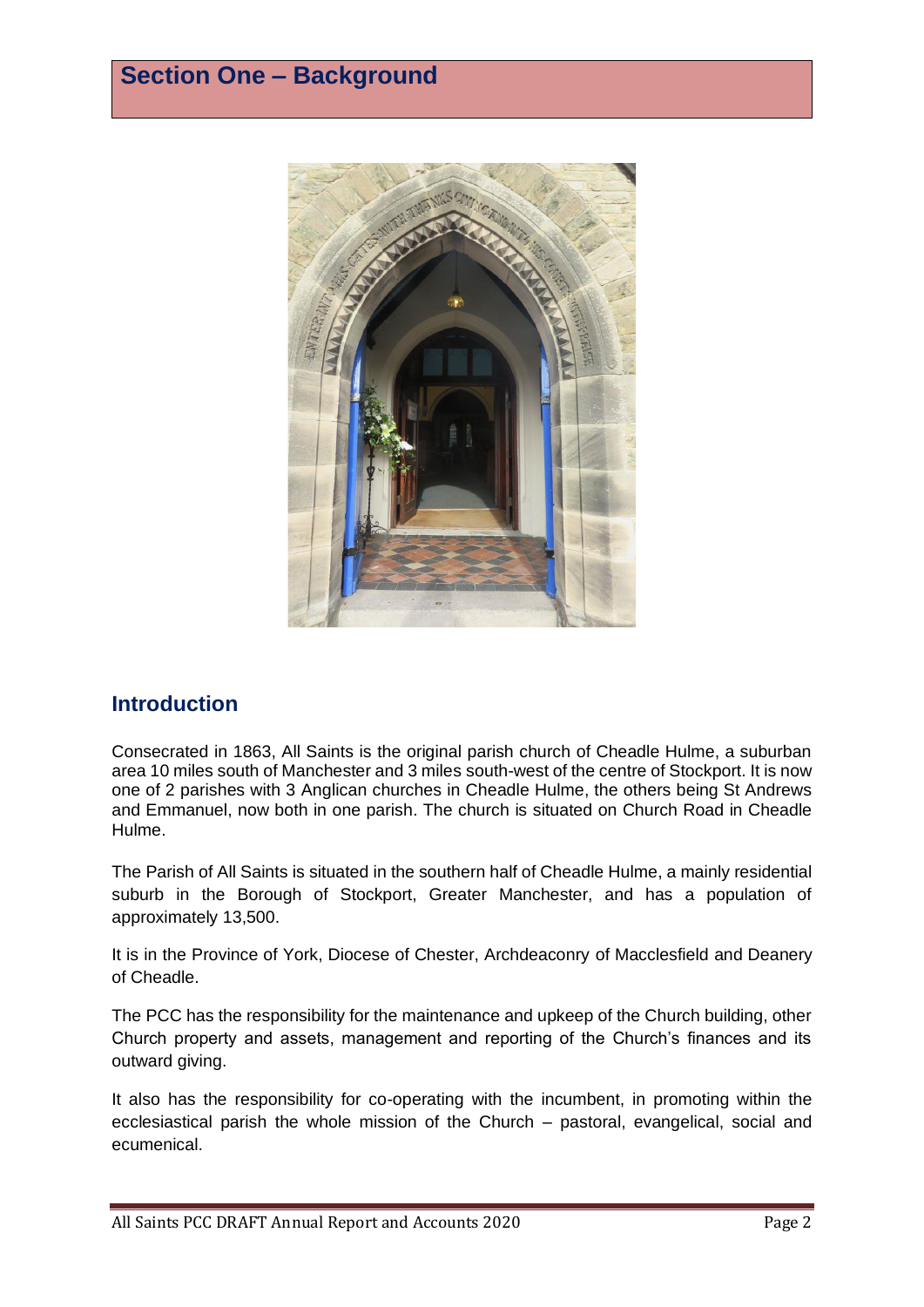# Section One – Background

## Introduction

Consecrated in 1863, All Saints is the original parish church of Cheadle Hulme, a suburban area 10 miles south of Manchester and 3 miles south-west of the centre of Stockport. It is now one of 2 parishes with 3 Anglican churches in Cheadle Hulme, the others being St Andrews and Emmanuel, now both in one parish. The church is situated on Church Road in Cheadle Hulme.

The Parish of All Saints is situated in the southern half of Cheadle Hulme, a mainly residential suburb in the Borough of Stockport, Greater Manchester, and has a population of approximately 13,500.

It is in the Province of York, Diocese of Chester, Archdeaconry of Macclesfield and Deanery of Cheadle.

The PCC has the responsibility for the maintenance and upkeep of the Church building, other Church property and assets, management and reporting of the Church's finances and its outward giving.

It also has the responsibility for co-operating with the incumbent, in promoting within the ecclesiastical parish the whole mission of the Church – pastoral, evangelical, social and ecumenical.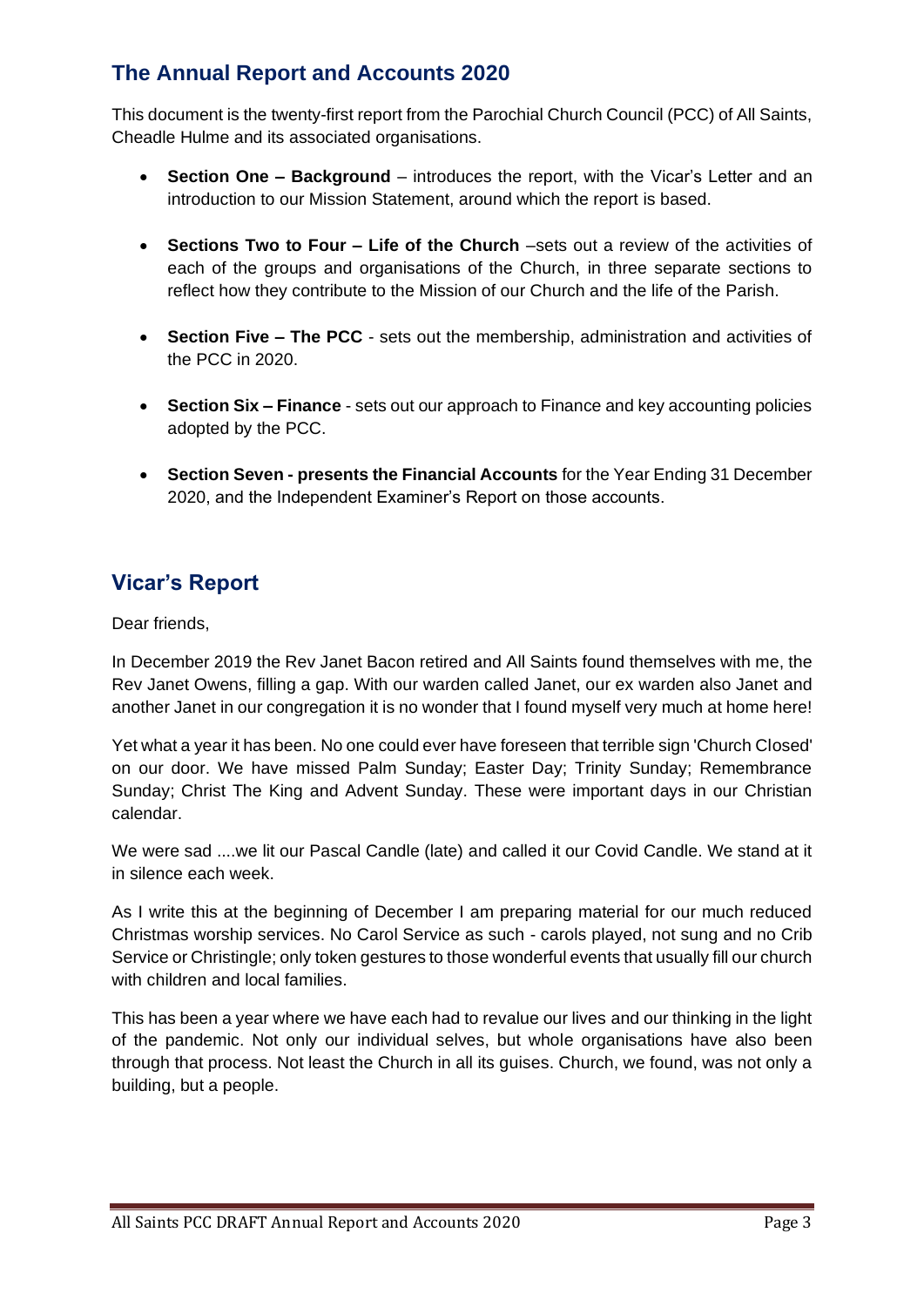## The Annual Report and Accounts 2020

This document is the twenty-first report from the Parochial Church Council (PCC) of All Saints, Cheadle Hulme and its associated organisations.

- **Section One – Background** – introduces the report, with the Vicar's Letter and an introduction to our Mission Statement, around which the report is based.
- **Sections Two to Four – Life of the Church** –sets out a review of the activities of each of the groups and organisations of the Church, in three separate sections to reflect how they contribute to the Mission of our Church and the life of the Parish.
- **Section Five – The PCC** - sets out the membership, administration and activities of the PCC in 2020.
- **Section Six – Finance** - sets out our approach to Finance and key accounting policies adopted by the PCC.
- **Section Seven - presents the Financial Accounts** for the Year Ending 31 December 2020, and the Independent Examiner's Report on those accounts.

## Vicar's Report

Dear friends,

In December 2019 the Rev Janet Bacon retired and All Saints found themselves with me, the Rev Janet Owens, filling a gap. With our warden called Janet, our ex warden also Janet and another Janet in our congregation it is no wonder that I found myself very much at home here!

Yet what a year it has been. No one could ever have foreseen that terrible sign 'Church Closed' on our door. We have missed Palm Sunday; Easter Day; Trinity Sunday; Remembrance Sunday; Christ The King and Advent Sunday. These were important days in our Christian calendar.

We were sad ....we lit our Pascal Candle (late) and called it our Covid Candle. We stand at it in silence each week.

As I write this at the beginning of December I am preparing material for our much reduced Christmas worship services. No Carol Service as such - carols played, not sung and no Crib Service or Christingle; only token gestures to those wonderful events that usually fill our church with children and local families.

This has been a year where we have each had to revalue our lives and our thinking in the light of the pandemic. Not only our individual selves, but whole organisations have also been through that process. Not least the Church in all its guises. Church, we found, was not only a building, but a people.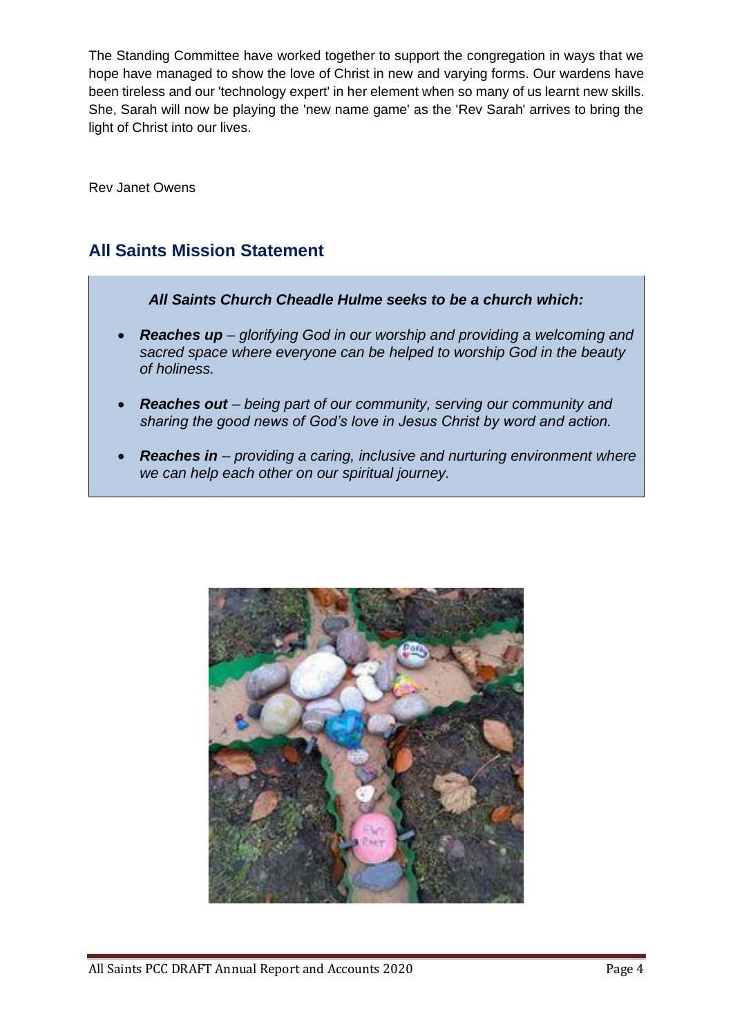The Standing Committee have worked together to support the congregation in ways that we hope have managed to show the love of Christ in new and varying forms. Our wardens have been tireless and our 'technology expert' in her element when so many of us learnt new skills. She, Sarah will now be playing the 'new name game' as the 'Rev Sarah' arrives to bring the light of Christ into our lives.

Rev Janet Owens

## All Saints Mission Statement

***All Saints Church Cheadle Hulme seeks to be a church which:***

- ***Reaches up** – glorifying God in our worship and providing a welcoming and sacred space where everyone can be helped to worship God in the beauty of holiness.*
- ***Reaches out** – being part of our community, serving our community and sharing the good news of God's love in Jesus Christ by word and action.*
- ***Reaches in** – providing a caring, inclusive and nurturing environment where we can help each other on our spiritual journey.*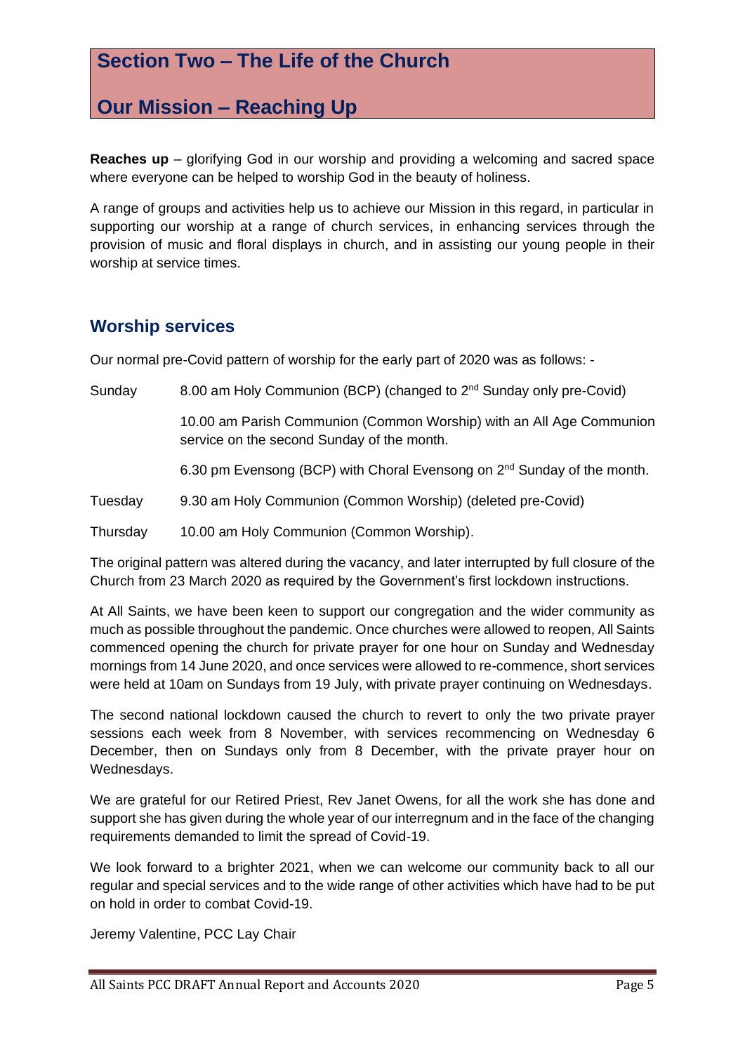# Section Two – The Life of the Church

## Our Mission – Reaching Up

**Reaches up** – glorifying God in our worship and providing a welcoming and sacred space where everyone can be helped to worship God in the beauty of holiness.

A range of groups and activities help us to achieve our Mission in this regard, in particular in supporting our worship at a range of church services, in enhancing services through the provision of music and floral displays in church, and in assisting our young people in their worship at service times.

## Worship services

Our normal pre-Covid pattern of worship for the early part of 2020 was as follows: -

| | |
|---|---|
| Sunday | 8.00 am Holy Communion (BCP) (changed to 2nd Sunday only pre-Covid) |
| | 10.00 am Parish Communion (Common Worship) with an All Age Communion service on the second Sunday of the month. |
| | 6.30 pm Evensong (BCP) with Choral Evensong on 2nd Sunday of the month. |
| Tuesday | 9.30 am Holy Communion (Common Worship) (deleted pre-Covid) |
| Thursday | 10.00 am Holy Communion (Common Worship). |

The original pattern was altered during the vacancy, and later interrupted by full closure of the Church from 23 March 2020 as required by the Government's first lockdown instructions.

At All Saints, we have been keen to support our congregation and the wider community as much as possible throughout the pandemic. Once churches were allowed to reopen, All Saints commenced opening the church for private prayer for one hour on Sunday and Wednesday mornings from 14 June 2020, and once services were allowed to re-commence, short services were held at 10am on Sundays from 19 July, with private prayer continuing on Wednesdays.

The second national lockdown caused the church to revert to only the two private prayer sessions each week from 8 November, with services recommencing on Wednesday 6 December, then on Sundays only from 8 December, with the private prayer hour on Wednesdays.

We are grateful for our Retired Priest, Rev Janet Owens, for all the work she has done and support she has given during the whole year of our interregnum and in the face of the changing requirements demanded to limit the spread of Covid-19.

We look forward to a brighter 2021, when we can welcome our community back to all our regular and special services and to the wide range of other activities which have had to be put on hold in order to combat Covid-19.

Jeremy Valentine, PCC Lay Chair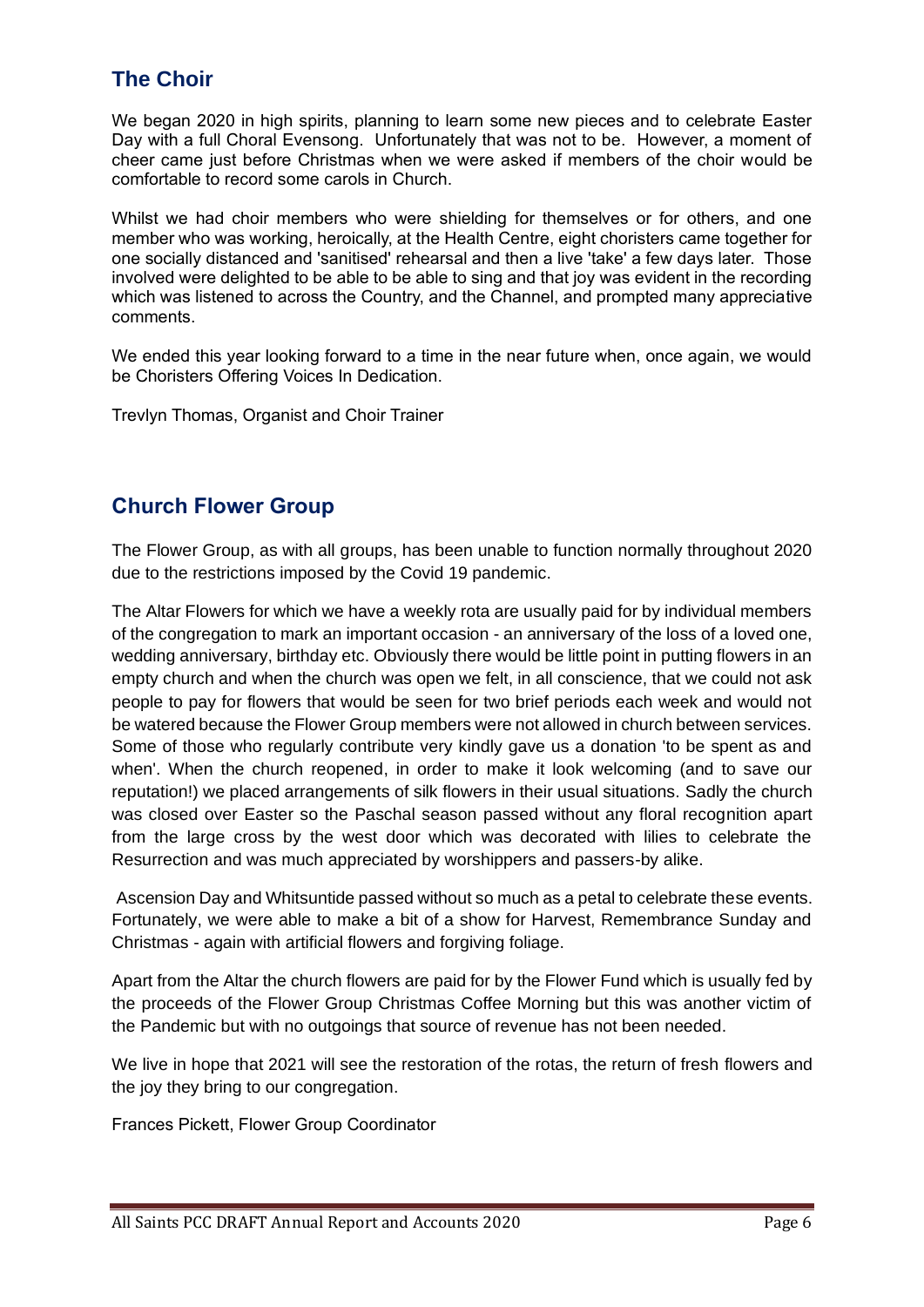## The Choir

We began 2020 in high spirits, planning to learn some new pieces and to celebrate Easter Day with a full Choral Evensong. Unfortunately that was not to be. However, a moment of cheer came just before Christmas when we were asked if members of the choir would be comfortable to record some carols in Church.

Whilst we had choir members who were shielding for themselves or for others, and one member who was working, heroically, at the Health Centre, eight choristers came together for one socially distanced and 'sanitised' rehearsal and then a live 'take' a few days later. Those involved were delighted to be able to be able to sing and that joy was evident in the recording which was listened to across the Country, and the Channel, and prompted many appreciative comments.

We ended this year looking forward to a time in the near future when, once again, we would be Choristers Offering Voices In Dedication.

Trevlyn Thomas, Organist and Choir Trainer

## Church Flower Group

The Flower Group, as with all groups, has been unable to function normally throughout 2020 due to the restrictions imposed by the Covid 19 pandemic.

The Altar Flowers for which we have a weekly rota are usually paid for by individual members of the congregation to mark an important occasion - an anniversary of the loss of a loved one, wedding anniversary, birthday etc. Obviously there would be little point in putting flowers in an empty church and when the church was open we felt, in all conscience, that we could not ask people to pay for flowers that would be seen for two brief periods each week and would not be watered because the Flower Group members were not allowed in church between services. Some of those who regularly contribute very kindly gave us a donation 'to be spent as and when'. When the church reopened, in order to make it look welcoming (and to save our reputation!) we placed arrangements of silk flowers in their usual situations. Sadly the church was closed over Easter so the Paschal season passed without any floral recognition apart from the large cross by the west door which was decorated with lilies to celebrate the Resurrection and was much appreciated by worshippers and passers-by alike.

Ascension Day and Whitsuntide passed without so much as a petal to celebrate these events. Fortunately, we were able to make a bit of a show for Harvest, Remembrance Sunday and Christmas - again with artificial flowers and forgiving foliage.

Apart from the Altar the church flowers are paid for by the Flower Fund which is usually fed by the proceeds of the Flower Group Christmas Coffee Morning but this was another victim of the Pandemic but with no outgoings that source of revenue has not been needed.

We live in hope that 2021 will see the restoration of the rotas, the return of fresh flowers and the joy they bring to our congregation.

Frances Pickett, Flower Group Coordinator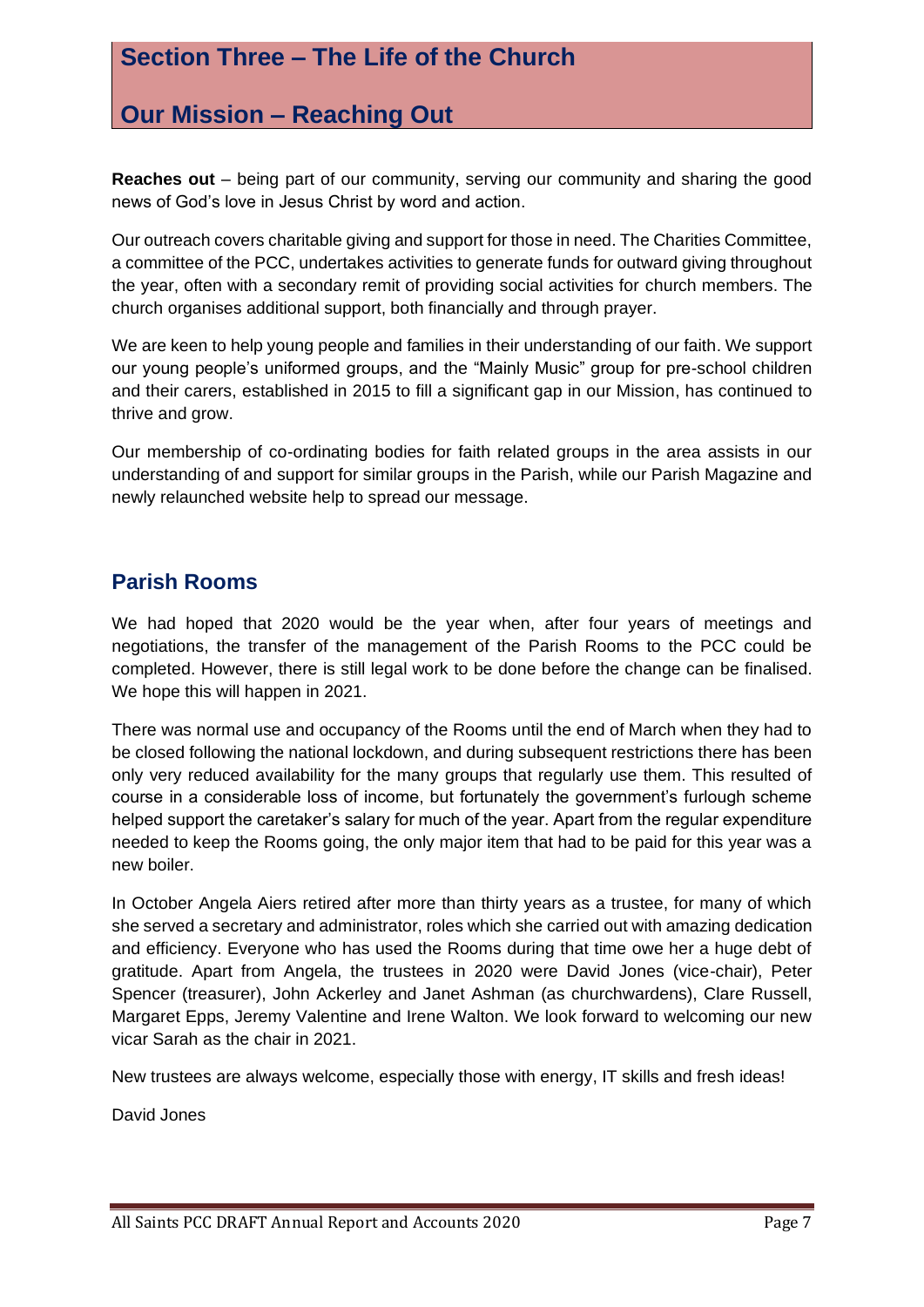# Section Three – The Life of the Church

## Our Mission – Reaching Out

**Reaches out** – being part of our community, serving our community and sharing the good news of God's love in Jesus Christ by word and action.

Our outreach covers charitable giving and support for those in need. The Charities Committee, a committee of the PCC, undertakes activities to generate funds for outward giving throughout the year, often with a secondary remit of providing social activities for church members. The church organises additional support, both financially and through prayer.

We are keen to help young people and families in their understanding of our faith. We support our young people's uniformed groups, and the "Mainly Music" group for pre-school children and their carers, established in 2015 to fill a significant gap in our Mission, has continued to thrive and grow.

Our membership of co-ordinating bodies for faith related groups in the area assists in our understanding of and support for similar groups in the Parish, while our Parish Magazine and newly relaunched website help to spread our message.

## Parish Rooms

We had hoped that 2020 would be the year when, after four years of meetings and negotiations, the transfer of the management of the Parish Rooms to the PCC could be completed. However, there is still legal work to be done before the change can be finalised. We hope this will happen in 2021.

There was normal use and occupancy of the Rooms until the end of March when they had to be closed following the national lockdown, and during subsequent restrictions there has been only very reduced availability for the many groups that regularly use them. This resulted of course in a considerable loss of income, but fortunately the government's furlough scheme helped support the caretaker's salary for much of the year. Apart from the regular expenditure needed to keep the Rooms going, the only major item that had to be paid for this year was a new boiler.

In October Angela Aiers retired after more than thirty years as a trustee, for many of which she served a secretary and administrator, roles which she carried out with amazing dedication and efficiency. Everyone who has used the Rooms during that time owe her a huge debt of gratitude. Apart from Angela, the trustees in 2020 were David Jones (vice-chair), Peter Spencer (treasurer), John Ackerley and Janet Ashman (as churchwardens), Clare Russell, Margaret Epps, Jeremy Valentine and Irene Walton. We look forward to welcoming our new vicar Sarah as the chair in 2021.

New trustees are always welcome, especially those with energy, IT skills and fresh ideas!

David Jones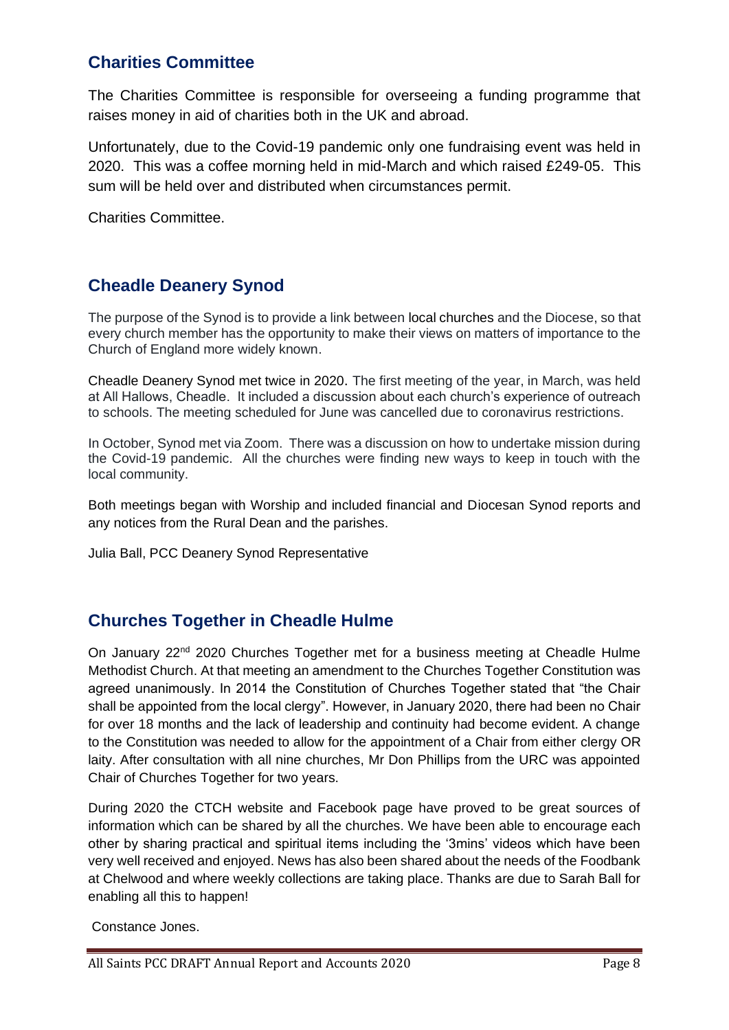## Charities Committee

The Charities Committee is responsible for overseeing a funding programme that raises money in aid of charities both in the UK and abroad.

Unfortunately, due to the Covid-19 pandemic only one fundraising event was held in 2020. This was a coffee morning held in mid-March and which raised £249-05. This sum will be held over and distributed when circumstances permit.

Charities Committee.

## Cheadle Deanery Synod

The purpose of the Synod is to provide a link between local churches and the Diocese, so that every church member has the opportunity to make their views on matters of importance to the Church of England more widely known.

Cheadle Deanery Synod met twice in 2020. The first meeting of the year, in March, was held at All Hallows, Cheadle. It included a discussion about each church's experience of outreach to schools. The meeting scheduled for June was cancelled due to coronavirus restrictions.

In October, Synod met via Zoom. There was a discussion on how to undertake mission during the Covid-19 pandemic. All the churches were finding new ways to keep in touch with the local community.

Both meetings began with Worship and included financial and Diocesan Synod reports and any notices from the Rural Dean and the parishes.

Julia Ball, PCC Deanery Synod Representative

## Churches Together in Cheadle Hulme

On January 22nd 2020 Churches Together met for a business meeting at Cheadle Hulme Methodist Church. At that meeting an amendment to the Churches Together Constitution was agreed unanimously. In 2014 the Constitution of Churches Together stated that "the Chair shall be appointed from the local clergy". However, in January 2020, there had been no Chair for over 18 months and the lack of leadership and continuity had become evident. A change to the Constitution was needed to allow for the appointment of a Chair from either clergy OR laity. After consultation with all nine churches, Mr Don Phillips from the URC was appointed Chair of Churches Together for two years.

During 2020 the CTCH website and Facebook page have proved to be great sources of information which can be shared by all the churches. We have been able to encourage each other by sharing practical and spiritual items including the '3mins' videos which have been very well received and enjoyed. News has also been shared about the needs of the Foodbank at Chelwood and where weekly collections are taking place. Thanks are due to Sarah Ball for enabling all this to happen!

Constance Jones.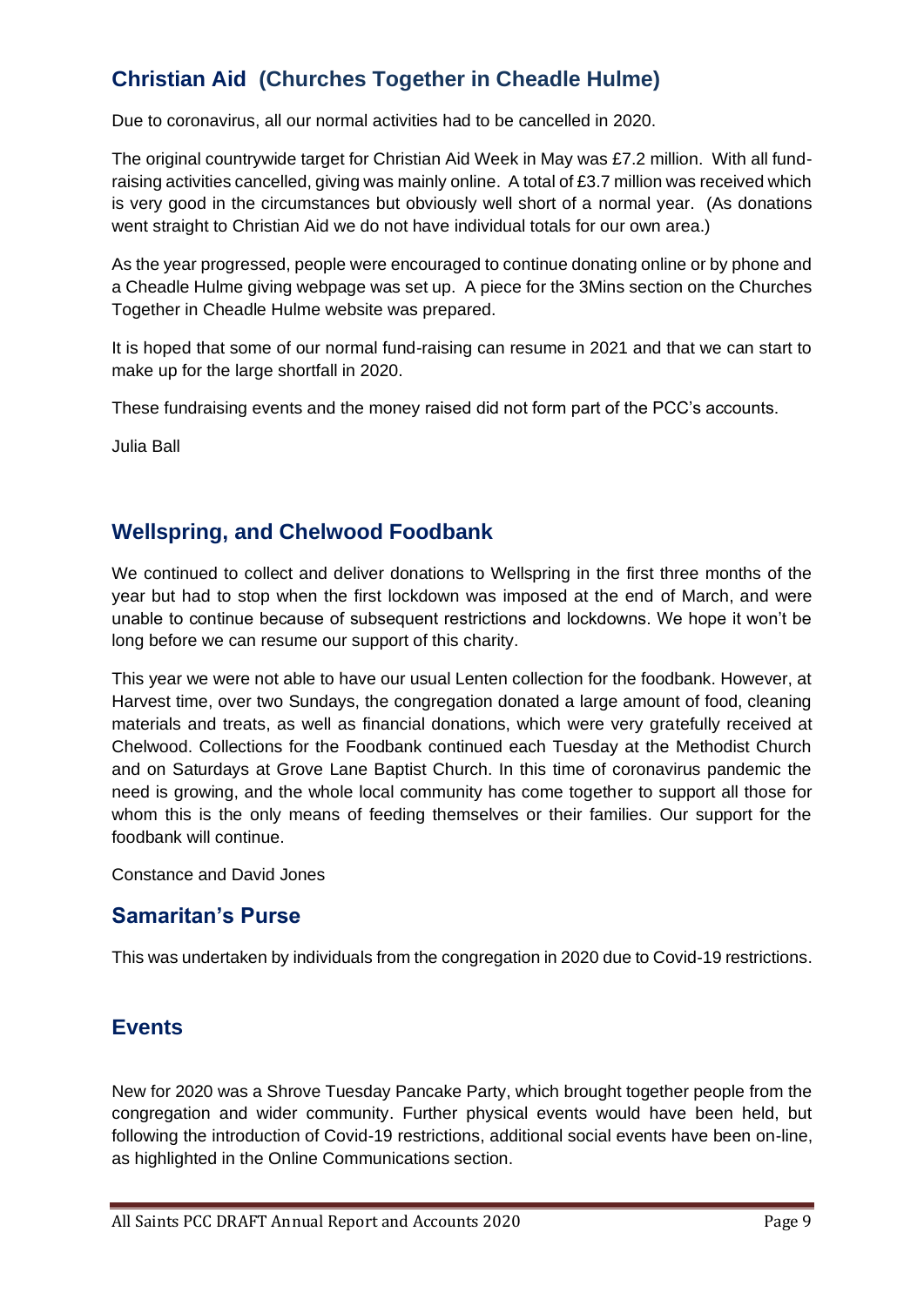## Christian Aid (Churches Together in Cheadle Hulme)

Due to coronavirus, all our normal activities had to be cancelled in 2020.

The original countrywide target for Christian Aid Week in May was £7.2 million. With all fund-raising activities cancelled, giving was mainly online. A total of £3.7 million was received which is very good in the circumstances but obviously well short of a normal year. (As donations went straight to Christian Aid we do not have individual totals for our own area.)

As the year progressed, people were encouraged to continue donating online or by phone and a Cheadle Hulme giving webpage was set up. A piece for the 3Mins section on the Churches Together in Cheadle Hulme website was prepared.

It is hoped that some of our normal fund-raising can resume in 2021 and that we can start to make up for the large shortfall in 2020.

These fundraising events and the money raised did not form part of the PCC's accounts.

Julia Ball

## Wellspring, and Chelwood Foodbank

We continued to collect and deliver donations to Wellspring in the first three months of the year but had to stop when the first lockdown was imposed at the end of March, and were unable to continue because of subsequent restrictions and lockdowns. We hope it won't be long before we can resume our support of this charity.

This year we were not able to have our usual Lenten collection for the foodbank. However, at Harvest time, over two Sundays, the congregation donated a large amount of food, cleaning materials and treats, as well as financial donations, which were very gratefully received at Chelwood. Collections for the Foodbank continued each Tuesday at the Methodist Church and on Saturdays at Grove Lane Baptist Church. In this time of coronavirus pandemic the need is growing, and the whole local community has come together to support all those for whom this is the only means of feeding themselves or their families. Our support for the foodbank will continue.

Constance and David Jones

## Samaritan's Purse

This was undertaken by individuals from the congregation in 2020 due to Covid-19 restrictions.

## Events

New for 2020 was a Shrove Tuesday Pancake Party, which brought together people from the congregation and wider community. Further physical events would have been held, but following the introduction of Covid-19 restrictions, additional social events have been on-line, as highlighted in the Online Communications section.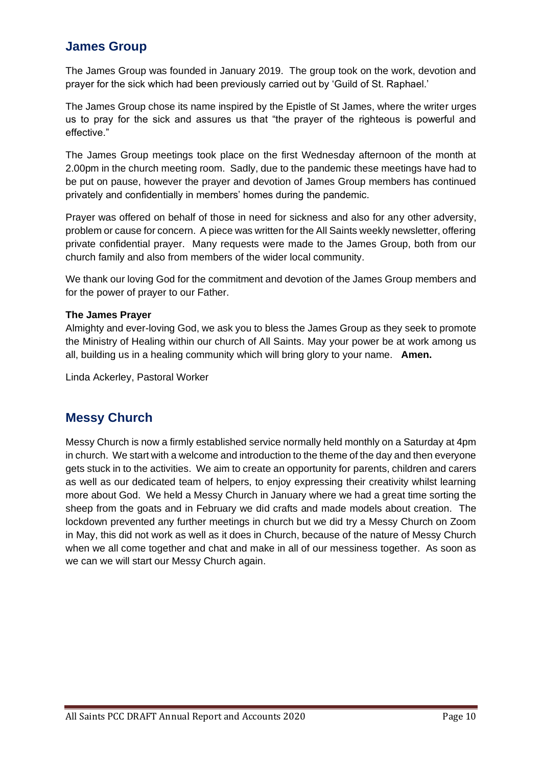## James Group

The James Group was founded in January 2019. The group took on the work, devotion and prayer for the sick which had been previously carried out by 'Guild of St. Raphael.'

The James Group chose its name inspired by the Epistle of St James, where the writer urges us to pray for the sick and assures us that "the prayer of the righteous is powerful and effective."

The James Group meetings took place on the first Wednesday afternoon of the month at 2.00pm in the church meeting room. Sadly, due to the pandemic these meetings have had to be put on pause, however the prayer and devotion of James Group members has continued privately and confidentially in members' homes during the pandemic.

Prayer was offered on behalf of those in need for sickness and also for any other adversity, problem or cause for concern. A piece was written for the All Saints weekly newsletter, offering private confidential prayer. Many requests were made to the James Group, both from our church family and also from members of the wider local community.

We thank our loving God for the commitment and devotion of the James Group members and for the power of prayer to our Father.

**The James Prayer**
Almighty and ever-loving God, we ask you to bless the James Group as they seek to promote the Ministry of Healing within our church of All Saints. May your power be at work among us all, building us in a healing community which will bring glory to your name. **Amen.**

Linda Ackerley, Pastoral Worker

## Messy Church

Messy Church is now a firmly established service normally held monthly on a Saturday at 4pm in church. We start with a welcome and introduction to the theme of the day and then everyone gets stuck in to the activities. We aim to create an opportunity for parents, children and carers as well as our dedicated team of helpers, to enjoy expressing their creativity whilst learning more about God. We held a Messy Church in January where we had a great time sorting the sheep from the goats and in February we did crafts and made models about creation. The lockdown prevented any further meetings in church but we did try a Messy Church on Zoom in May, this did not work as well as it does in Church, because of the nature of Messy Church when we all come together and chat and make in all of our messiness together. As soon as we can we will start our Messy Church again.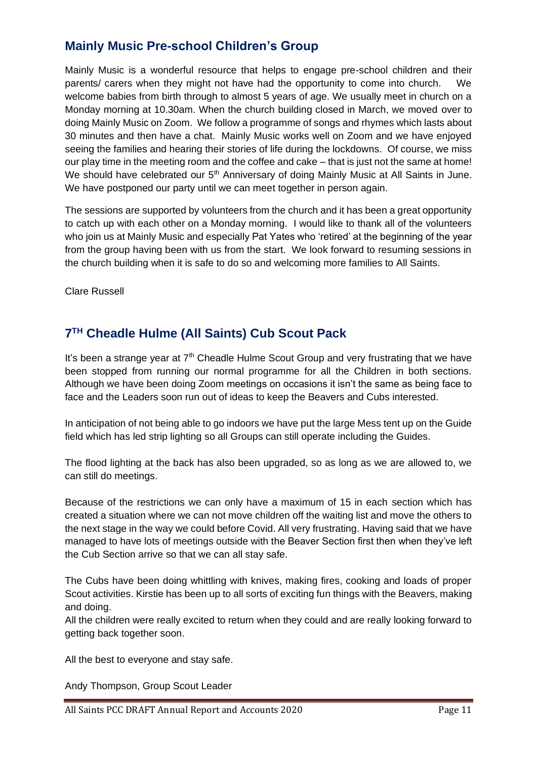## Mainly Music Pre-school Children's Group

Mainly Music is a wonderful resource that helps to engage pre-school children and their parents/ carers when they might not have had the opportunity to come into church. We welcome babies from birth through to almost 5 years of age. We usually meet in church on a Monday morning at 10.30am. When the church building closed in March, we moved over to doing Mainly Music on Zoom. We follow a programme of songs and rhymes which lasts about 30 minutes and then have a chat. Mainly Music works well on Zoom and we have enjoyed seeing the families and hearing their stories of life during the lockdowns. Of course, we miss our play time in the meeting room and the coffee and cake – that is just not the same at home! We should have celebrated our 5th Anniversary of doing Mainly Music at All Saints in June. We have postponed our party until we can meet together in person again.

The sessions are supported by volunteers from the church and it has been a great opportunity to catch up with each other on a Monday morning. I would like to thank all of the volunteers who join us at Mainly Music and especially Pat Yates who 'retired' at the beginning of the year from the group having been with us from the start. We look forward to resuming sessions in the church building when it is safe to do so and welcoming more families to All Saints.

Clare Russell

## 7TH Cheadle Hulme (All Saints) Cub Scout Pack

It's been a strange year at 7th Cheadle Hulme Scout Group and very frustrating that we have been stopped from running our normal programme for all the Children in both sections. Although we have been doing Zoom meetings on occasions it isn't the same as being face to face and the Leaders soon run out of ideas to keep the Beavers and Cubs interested.

In anticipation of not being able to go indoors we have put the large Mess tent up on the Guide field which has led strip lighting so all Groups can still operate including the Guides.

The flood lighting at the back has also been upgraded, so as long as we are allowed to, we can still do meetings.

Because of the restrictions we can only have a maximum of 15 in each section which has created a situation where we can not move children off the waiting list and move the others to the next stage in the way we could before Covid. All very frustrating. Having said that we have managed to have lots of meetings outside with the Beaver Section first then when they've left the Cub Section arrive so that we can all stay safe.

The Cubs have been doing whittling with knives, making fires, cooking and loads of proper Scout activities. Kirstie has been up to all sorts of exciting fun things with the Beavers, making and doing.
All the children were really excited to return when they could and are really looking forward to getting back together soon.

All the best to everyone and stay safe.

Andy Thompson, Group Scout Leader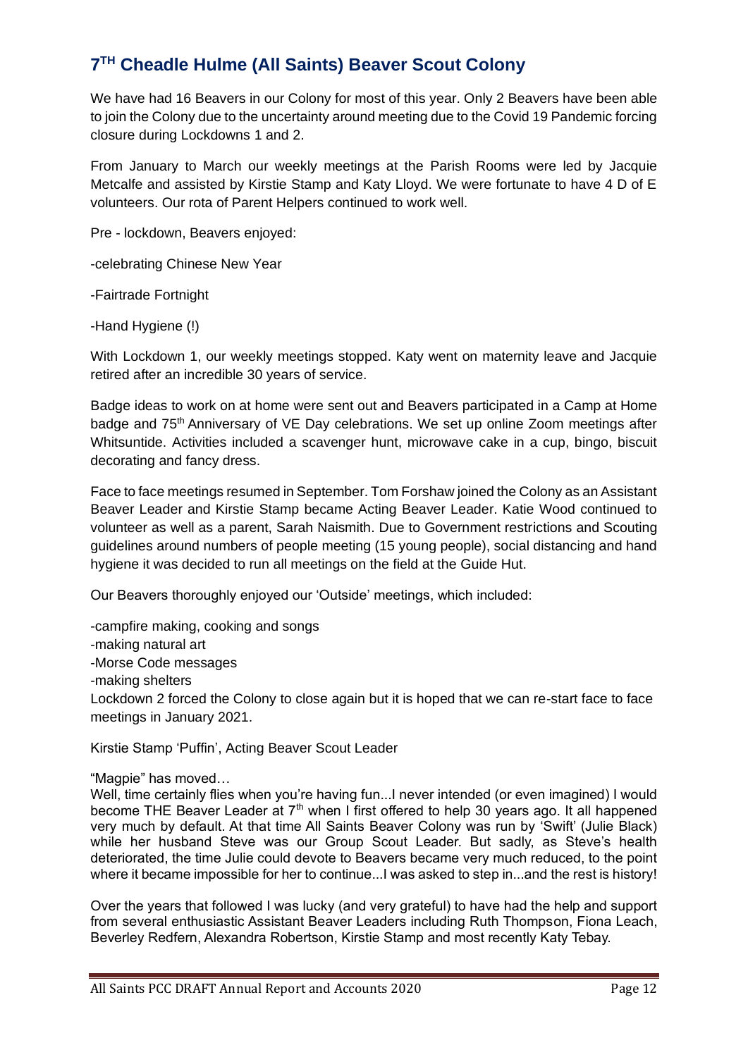## 7TH Cheadle Hulme (All Saints) Beaver Scout Colony

We have had 16 Beavers in our Colony for most of this year. Only 2 Beavers have been able to join the Colony due to the uncertainty around meeting due to the Covid 19 Pandemic forcing closure during Lockdowns 1 and 2.

From January to March our weekly meetings at the Parish Rooms were led by Jacquie Metcalfe and assisted by Kirstie Stamp and Katy Lloyd. We were fortunate to have 4 D of E volunteers. Our rota of Parent Helpers continued to work well.

Pre - lockdown, Beavers enjoyed:

-celebrating Chinese New Year

-Fairtrade Fortnight

-Hand Hygiene (!)

With Lockdown 1, our weekly meetings stopped. Katy went on maternity leave and Jacquie retired after an incredible 30 years of service.

Badge ideas to work on at home were sent out and Beavers participated in a Camp at Home badge and 75th Anniversary of VE Day celebrations. We set up online Zoom meetings after Whitsuntide. Activities included a scavenger hunt, microwave cake in a cup, bingo, biscuit decorating and fancy dress.

Face to face meetings resumed in September. Tom Forshaw joined the Colony as an Assistant Beaver Leader and Kirstie Stamp became Acting Beaver Leader. Katie Wood continued to volunteer as well as a parent, Sarah Naismith. Due to Government restrictions and Scouting guidelines around numbers of people meeting (15 young people), social distancing and hand hygiene it was decided to run all meetings on the field at the Guide Hut.

Our Beavers thoroughly enjoyed our 'Outside' meetings, which included:

-campfire making, cooking and songs
-making natural art
-Morse Code messages
-making shelters

Lockdown 2 forced the Colony to close again but it is hoped that we can re-start face to face meetings in January 2021.

Kirstie Stamp 'Puffin', Acting Beaver Scout Leader

"Magpie" has moved…

Well, time certainly flies when you're having fun...I never intended (or even imagined) I would become THE Beaver Leader at 7th when I first offered to help 30 years ago. It all happened very much by default. At that time All Saints Beaver Colony was run by 'Swift' (Julie Black) while her husband Steve was our Group Scout Leader. But sadly, as Steve's health deteriorated, the time Julie could devote to Beavers became very much reduced, to the point where it became impossible for her to continue...I was asked to step in...and the rest is history!

Over the years that followed I was lucky (and very grateful) to have had the help and support from several enthusiastic Assistant Beaver Leaders including Ruth Thompson, Fiona Leach, Beverley Redfern, Alexandra Robertson, Kirstie Stamp and most recently Katy Tebay.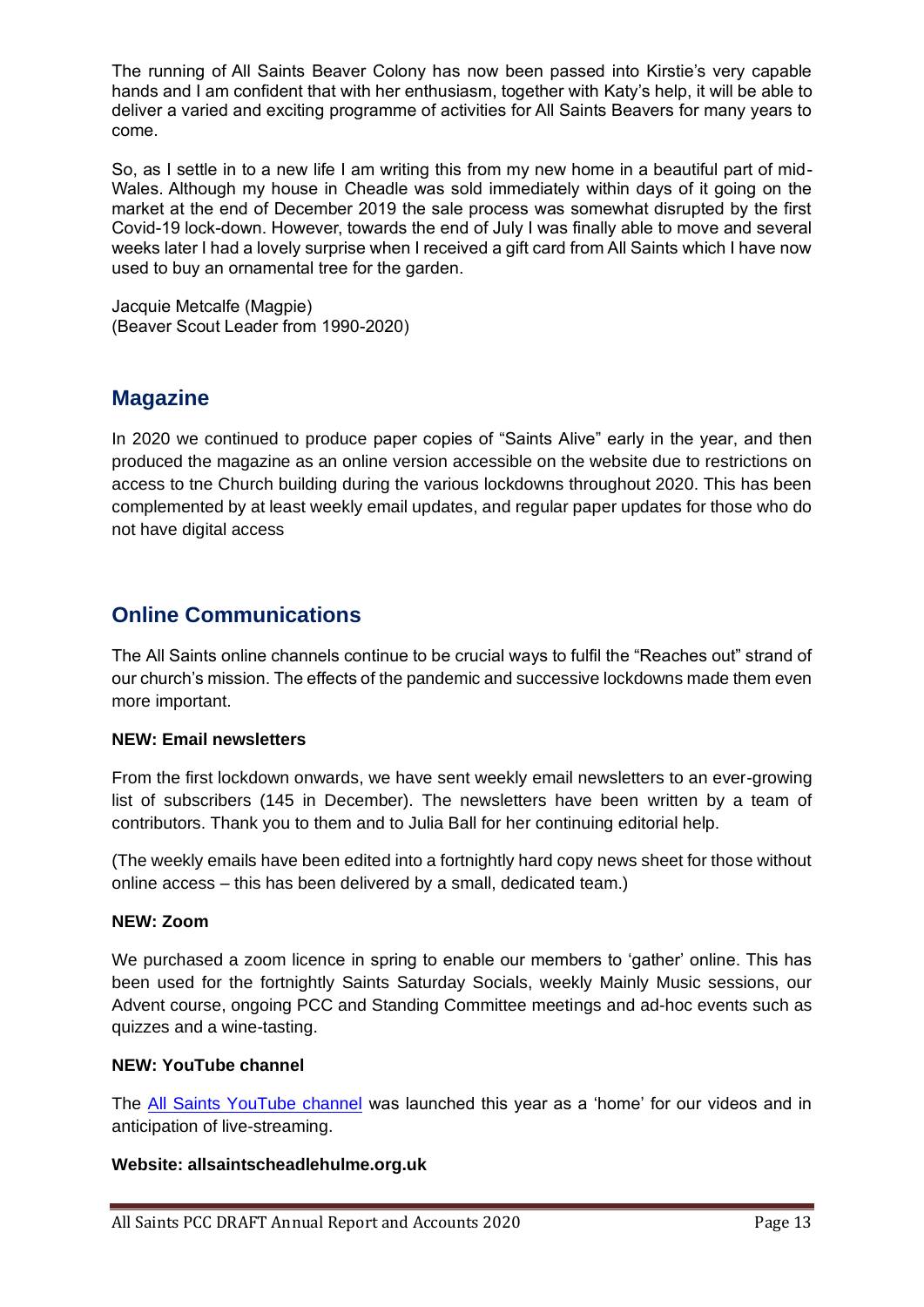The running of All Saints Beaver Colony has now been passed into Kirstie's very capable hands and I am confident that with her enthusiasm, together with Katy's help, it will be able to deliver a varied and exciting programme of activities for All Saints Beavers for many years to come.

So, as I settle in to a new life I am writing this from my new home in a beautiful part of mid-Wales. Although my house in Cheadle was sold immediately within days of it going on the market at the end of December 2019 the sale process was somewhat disrupted by the first Covid-19 lock-down. However, towards the end of July I was finally able to move and several weeks later I had a lovely surprise when I received a gift card from All Saints which I have now used to buy an ornamental tree for the garden.

Jacquie Metcalfe (Magpie)
(Beaver Scout Leader from 1990-2020)

## Magazine

In 2020 we continued to produce paper copies of "Saints Alive" early in the year, and then produced the magazine as an online version accessible on the website due to restrictions on access to tne Church building during the various lockdowns throughout 2020. This has been complemented by at least weekly email updates, and regular paper updates for those who do not have digital access

## Online Communications

The All Saints online channels continue to be crucial ways to fulfil the "Reaches out" strand of our church's mission. The effects of the pandemic and successive lockdowns made them even more important.

**NEW: Email newsletters**

From the first lockdown onwards, we have sent weekly email newsletters to an ever-growing list of subscribers (145 in December). The newsletters have been written by a team of contributors. Thank you to them and to Julia Ball for her continuing editorial help.

(The weekly emails have been edited into a fortnightly hard copy news sheet for those without online access – this has been delivered by a small, dedicated team.)

**NEW: Zoom**

We purchased a zoom licence in spring to enable our members to 'gather' online. This has been used for the fortnightly Saints Saturday Socials, weekly Mainly Music sessions, our Advent course, ongoing PCC and Standing Committee meetings and ad-hoc events such as quizzes and a wine-tasting.

**NEW: YouTube channel**

The All Saints YouTube channel was launched this year as a 'home' for our videos and in anticipation of live-streaming.

**Website: allsaintscheadlehulme.org.uk**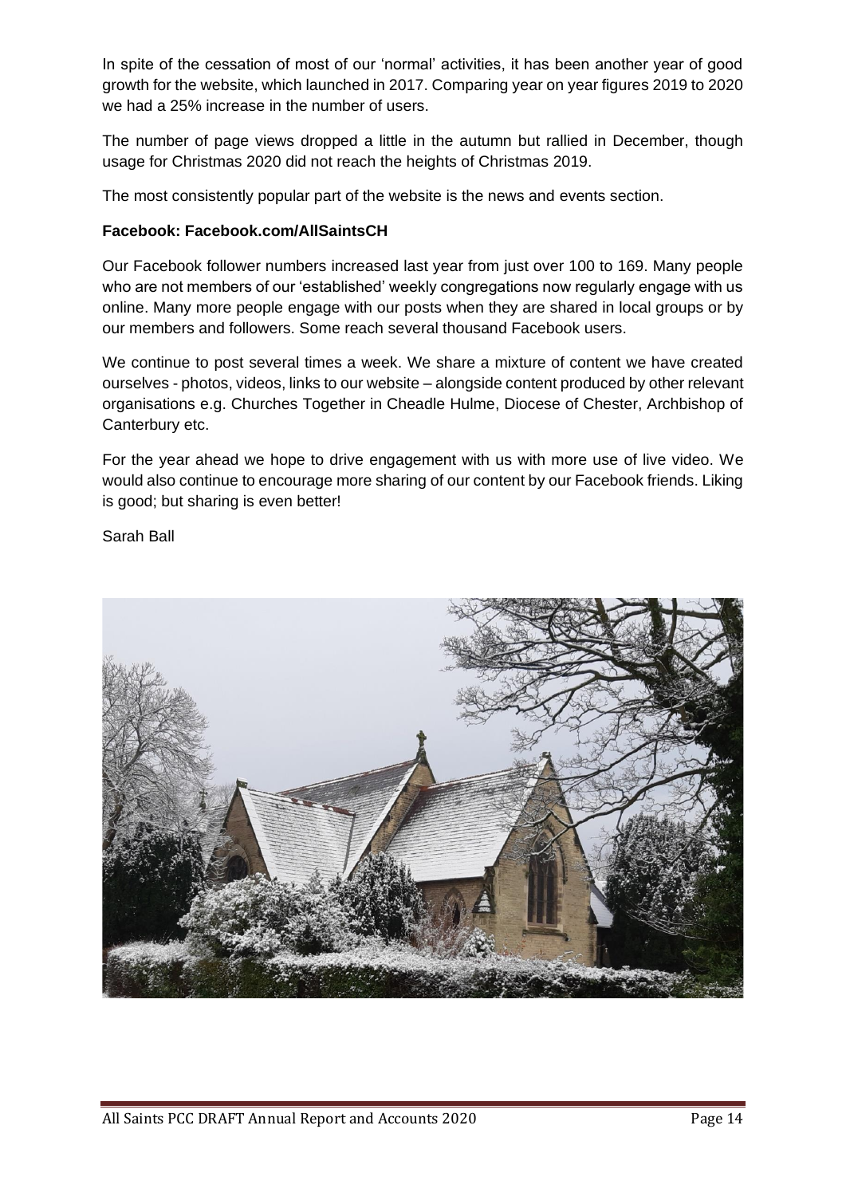In spite of the cessation of most of our 'normal' activities, it has been another year of good growth for the website, which launched in 2017. Comparing year on year figures 2019 to 2020 we had a 25% increase in the number of users.

The number of page views dropped a little in the autumn but rallied in December, though usage for Christmas 2020 did not reach the heights of Christmas 2019.

The most consistently popular part of the website is the news and events section.

**Facebook: Facebook.com/AllSaintsCH**

Our Facebook follower numbers increased last year from just over 100 to 169. Many people who are not members of our 'established' weekly congregations now regularly engage with us online. Many more people engage with our posts when they are shared in local groups or by our members and followers. Some reach several thousand Facebook users.

We continue to post several times a week. We share a mixture of content we have created ourselves - photos, videos, links to our website – alongside content produced by other relevant organisations e.g. Churches Together in Cheadle Hulme, Diocese of Chester, Archbishop of Canterbury etc.

For the year ahead we hope to drive engagement with us with more use of live video. We would also continue to encourage more sharing of our content by our Facebook friends. Liking is good; but sharing is even better!

Sarah Ball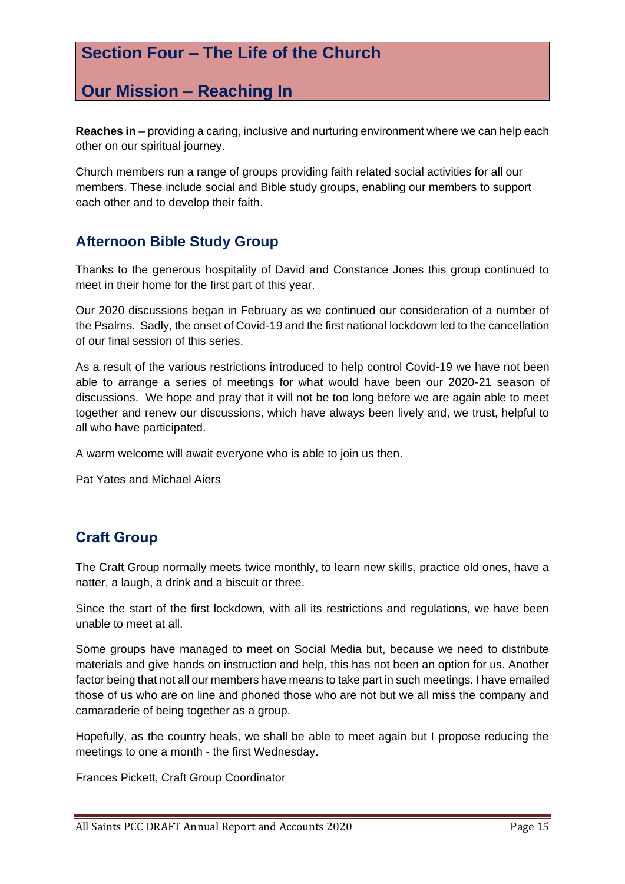# Section Four – The Life of the Church

## Our Mission – Reaching In

**Reaches in** – providing a caring, inclusive and nurturing environment where we can help each other on our spiritual journey.

Church members run a range of groups providing faith related social activities for all our members. These include social and Bible study groups, enabling our members to support each other and to develop their faith.

### Afternoon Bible Study Group

Thanks to the generous hospitality of David and Constance Jones this group continued to meet in their home for the first part of this year.

Our 2020 discussions began in February as we continued our consideration of a number of the Psalms. Sadly, the onset of Covid-19 and the first national lockdown led to the cancellation of our final session of this series.

As a result of the various restrictions introduced to help control Covid-19 we have not been able to arrange a series of meetings for what would have been our 2020-21 season of discussions. We hope and pray that it will not be too long before we are again able to meet together and renew our discussions, which have always been lively and, we trust, helpful to all who have participated.

A warm welcome will await everyone who is able to join us then.

Pat Yates and Michael Aiers

### Craft Group

The Craft Group normally meets twice monthly, to learn new skills, practice old ones, have a natter, a laugh, a drink and a biscuit or three.

Since the start of the first lockdown, with all its restrictions and regulations, we have been unable to meet at all.

Some groups have managed to meet on Social Media but, because we need to distribute materials and give hands on instruction and help, this has not been an option for us. Another factor being that not all our members have means to take part in such meetings. I have emailed those of us who are on line and phoned those who are not but we all miss the company and camaraderie of being together as a group.

Hopefully, as the country heals, we shall be able to meet again but I propose reducing the meetings to one a month - the first Wednesday.

Frances Pickett, Craft Group Coordinator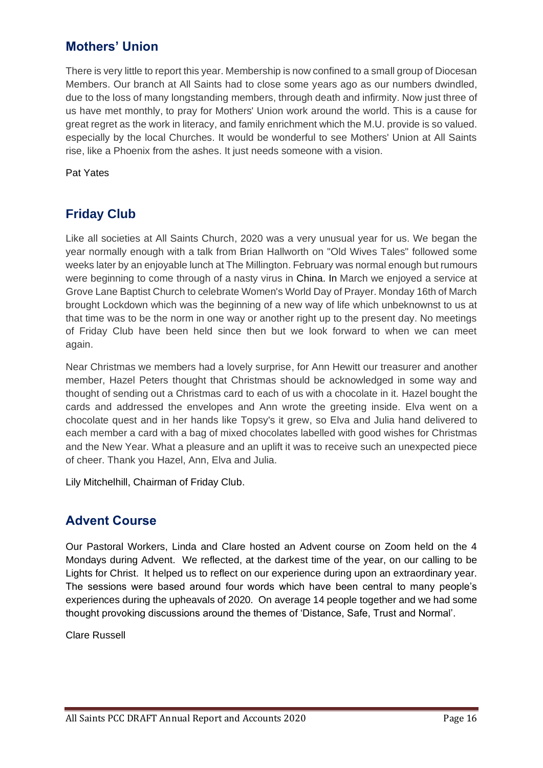## Mothers' Union

There is very little to report this year. Membership is now confined to a small group of Diocesan Members. Our branch at All Saints had to close some years ago as our numbers dwindled, due to the loss of many longstanding members, through death and infirmity. Now just three of us have met monthly, to pray for Mothers' Union work around the world. This is a cause for great regret as the work in literacy, and family enrichment which the M.U. provide is so valued. especially by the local Churches. It would be wonderful to see Mothers' Union at All Saints rise, like a Phoenix from the ashes. It just needs someone with a vision.

Pat Yates

## Friday Club

Like all societies at All Saints Church, 2020 was a very unusual year for us. We began the year normally enough with a talk from Brian Hallworth on "Old Wives Tales" followed some weeks later by an enjoyable lunch at The Millington. February was normal enough but rumours were beginning to come through of a nasty virus in China. In March we enjoyed a service at Grove Lane Baptist Church to celebrate Women's World Day of Prayer. Monday 16th of March brought Lockdown which was the beginning of a new way of life which unbeknownst to us at that time was to be the norm in one way or another right up to the present day. No meetings of Friday Club have been held since then but we look forward to when we can meet again.

Near Christmas we members had a lovely surprise, for Ann Hewitt our treasurer and another member, Hazel Peters thought that Christmas should be acknowledged in some way and thought of sending out a Christmas card to each of us with a chocolate in it. Hazel bought the cards and addressed the envelopes and Ann wrote the greeting inside. Elva went on a chocolate quest and in her hands like Topsy's it grew, so Elva and Julia hand delivered to each member a card with a bag of mixed chocolates labelled with good wishes for Christmas and the New Year. What a pleasure and an uplift it was to receive such an unexpected piece of cheer. Thank you Hazel, Ann, Elva and Julia.

Lily Mitchelhill, Chairman of Friday Club.

## Advent Course

Our Pastoral Workers, Linda and Clare hosted an Advent course on Zoom held on the 4 Mondays during Advent. We reflected, at the darkest time of the year, on our calling to be Lights for Christ. It helped us to reflect on our experience during upon an extraordinary year. The sessions were based around four words which have been central to many people's experiences during the upheavals of 2020. On average 14 people together and we had some thought provoking discussions around the themes of 'Distance, Safe, Trust and Normal'.

Clare Russell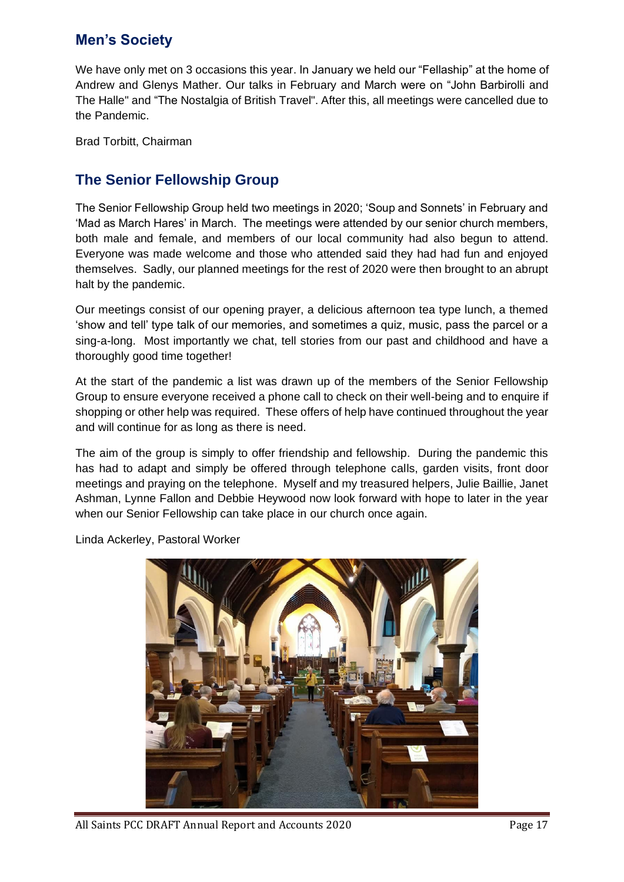## Men's Society

We have only met on 3 occasions this year. In January we held our "Fellaship" at the home of Andrew and Glenys Mather. Our talks in February and March were on "John Barbirolli and The Halle" and "The Nostalgia of British Travel". After this, all meetings were cancelled due to the Pandemic.

Brad Torbitt, Chairman

## The Senior Fellowship Group

The Senior Fellowship Group held two meetings in 2020; 'Soup and Sonnets' in February and 'Mad as March Hares' in March. The meetings were attended by our senior church members, both male and female, and members of our local community had also begun to attend. Everyone was made welcome and those who attended said they had had fun and enjoyed themselves. Sadly, our planned meetings for the rest of 2020 were then brought to an abrupt halt by the pandemic.

Our meetings consist of our opening prayer, a delicious afternoon tea type lunch, a themed 'show and tell' type talk of our memories, and sometimes a quiz, music, pass the parcel or a sing-a-long. Most importantly we chat, tell stories from our past and childhood and have a thoroughly good time together!

At the start of the pandemic a list was drawn up of the members of the Senior Fellowship Group to ensure everyone received a phone call to check on their well-being and to enquire if shopping or other help was required. These offers of help have continued throughout the year and will continue for as long as there is need.

The aim of the group is simply to offer friendship and fellowship. During the pandemic this has had to adapt and simply be offered through telephone calls, garden visits, front door meetings and praying on the telephone. Myself and my treasured helpers, Julie Baillie, Janet Ashman, Lynne Fallon and Debbie Heywood now look forward with hope to later in the year when our Senior Fellowship can take place in our church once again.

Linda Ackerley, Pastoral Worker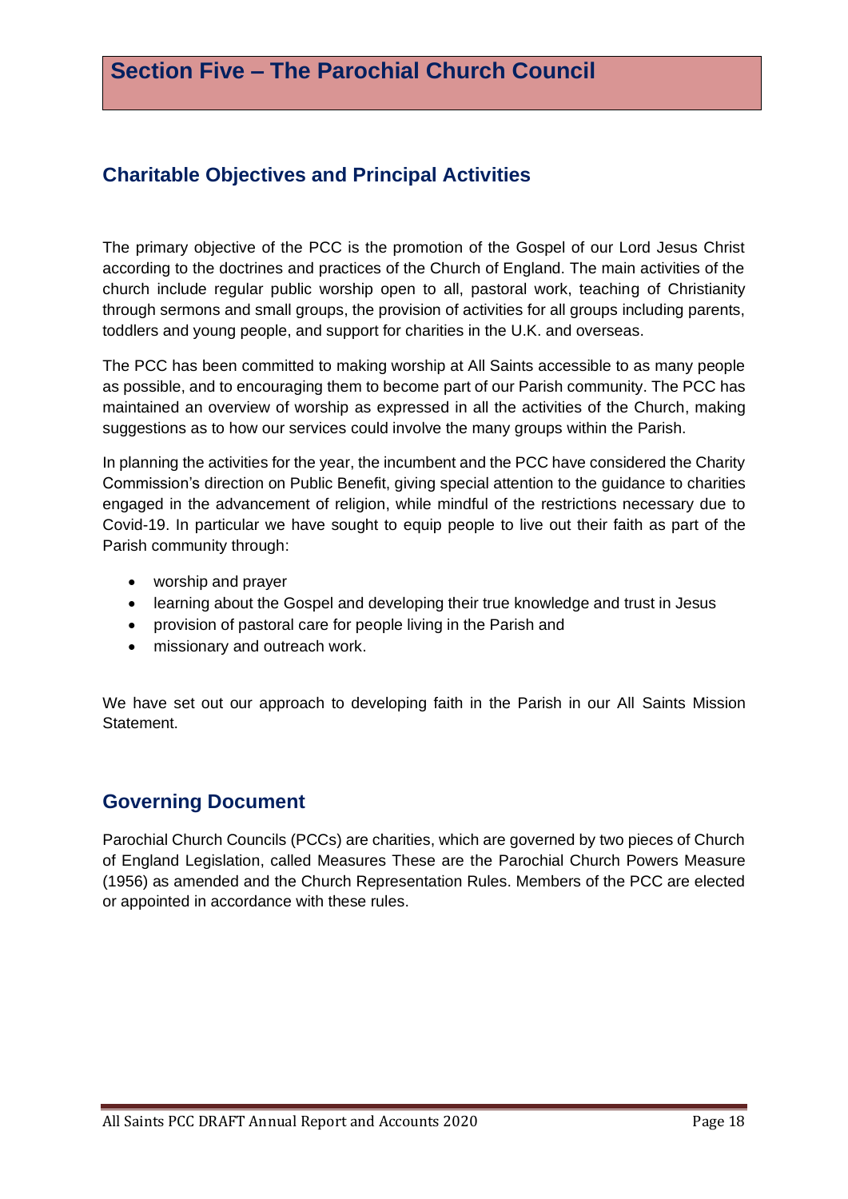# Section Five – The Parochial Church Council

## Charitable Objectives and Principal Activities

The primary objective of the PCC is the promotion of the Gospel of our Lord Jesus Christ according to the doctrines and practices of the Church of England. The main activities of the church include regular public worship open to all, pastoral work, teaching of Christianity through sermons and small groups, the provision of activities for all groups including parents, toddlers and young people, and support for charities in the U.K. and overseas.

The PCC has been committed to making worship at All Saints accessible to as many people as possible, and to encouraging them to become part of our Parish community. The PCC has maintained an overview of worship as expressed in all the activities of the Church, making suggestions as to how our services could involve the many groups within the Parish.

In planning the activities for the year, the incumbent and the PCC have considered the Charity Commission's direction on Public Benefit, giving special attention to the guidance to charities engaged in the advancement of religion, while mindful of the restrictions necessary due to Covid-19. In particular we have sought to equip people to live out their faith as part of the Parish community through:

- worship and prayer
- learning about the Gospel and developing their true knowledge and trust in Jesus
- provision of pastoral care for people living in the Parish and
- missionary and outreach work.

We have set out our approach to developing faith in the Parish in our All Saints Mission Statement.

## Governing Document

Parochial Church Councils (PCCs) are charities, which are governed by two pieces of Church of England Legislation, called Measures These are the Parochial Church Powers Measure (1956) as amended and the Church Representation Rules. Members of the PCC are elected or appointed in accordance with these rules.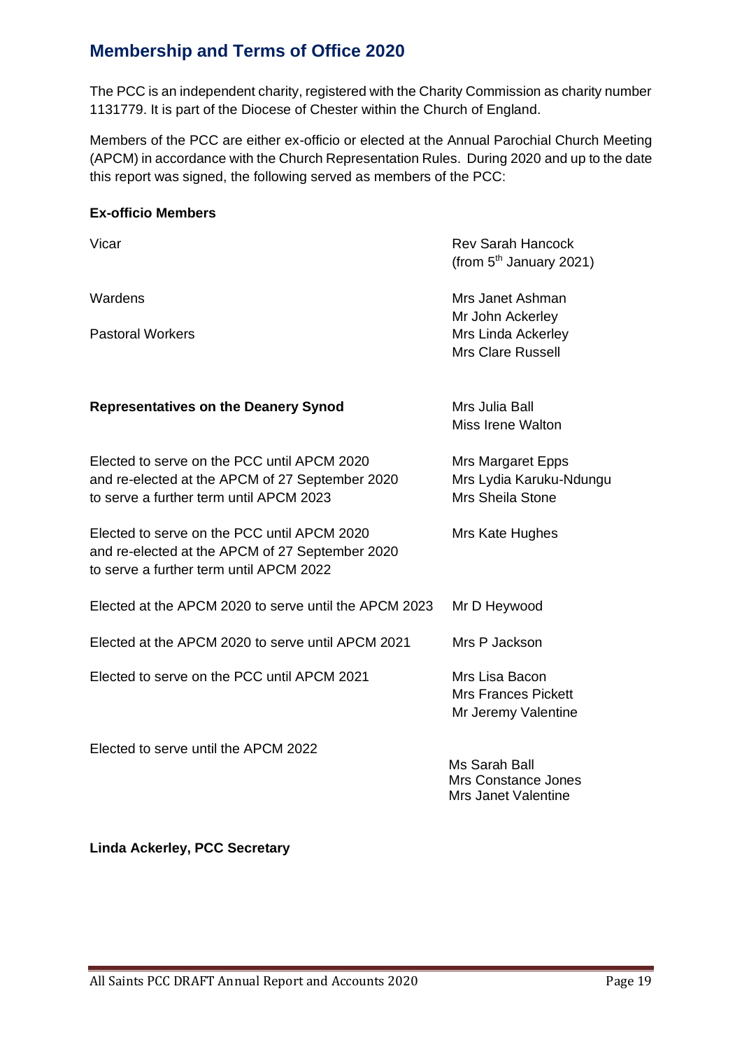## Membership and Terms of Office 2020

The PCC is an independent charity, registered with the Charity Commission as charity number 1131779. It is part of the Diocese of Chester within the Church of England.

Members of the PCC are either ex-officio or elected at the Annual Parochial Church Meeting (APCM) in accordance with the Church Representation Rules. During 2020 and up to the date this report was signed, the following served as members of the PCC:

**Ex-officio Members**

| | |
|---|---|
| Vicar | Rev Sarah Hancock (from 5th January 2021) |
| Wardens | Mrs Janet Ashman<br>Mr John Ackerley |
| Pastoral Workers | Mrs Linda Ackerley<br>Mrs Clare Russell |
| **Representatives on the Deanery Synod** | Mrs Julia Ball<br>Miss Irene Walton |
| Elected to serve on the PCC until APCM 2020 and re-elected at the APCM of 27 September 2020 to serve a further term until APCM 2023 | Mrs Margaret Epps<br>Mrs Lydia Karuku-Ndungu<br>Mrs Sheila Stone |
| Elected to serve on the PCC until APCM 2020 and re-elected at the APCM of 27 September 2020 to serve a further term until APCM 2022 | Mrs Kate Hughes |
| Elected at the APCM 2020 to serve until the APCM 2023 | Mr D Heywood |
| Elected at the APCM 2020 to serve until APCM 2021 | Mrs P Jackson |
| Elected to serve on the PCC until APCM 2021 | Mrs Lisa Bacon<br>Mrs Frances Pickett<br>Mr Jeremy Valentine |
| Elected to serve until the APCM 2022 | Ms Sarah Ball<br>Mrs Constance Jones<br>Mrs Janet Valentine |

**Linda Ackerley, PCC Secretary**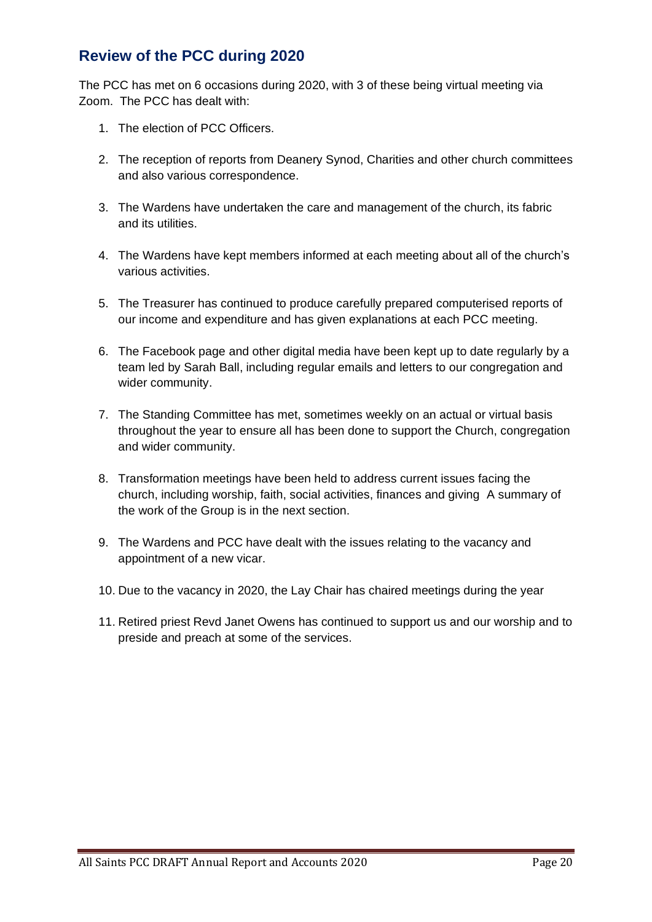## Review of the PCC during 2020

The PCC has met on 6 occasions during 2020, with 3 of these being virtual meeting via Zoom. The PCC has dealt with:

1. The election of PCC Officers.
2. The reception of reports from Deanery Synod, Charities and other church committees and also various correspondence.
3. The Wardens have undertaken the care and management of the church, its fabric and its utilities.
4. The Wardens have kept members informed at each meeting about all of the church's various activities.
5. The Treasurer has continued to produce carefully prepared computerised reports of our income and expenditure and has given explanations at each PCC meeting.
6. The Facebook page and other digital media have been kept up to date regularly by a team led by Sarah Ball, including regular emails and letters to our congregation and wider community.
7. The Standing Committee has met, sometimes weekly on an actual or virtual basis throughout the year to ensure all has been done to support the Church, congregation and wider community.
8. Transformation meetings have been held to address current issues facing the church, including worship, faith, social activities, finances and giving A summary of the work of the Group is in the next section.
9. The Wardens and PCC have dealt with the issues relating to the vacancy and appointment of a new vicar.
10. Due to the vacancy in 2020, the Lay Chair has chaired meetings during the year
11. Retired priest Revd Janet Owens has continued to support us and our worship and to preside and preach at some of the services.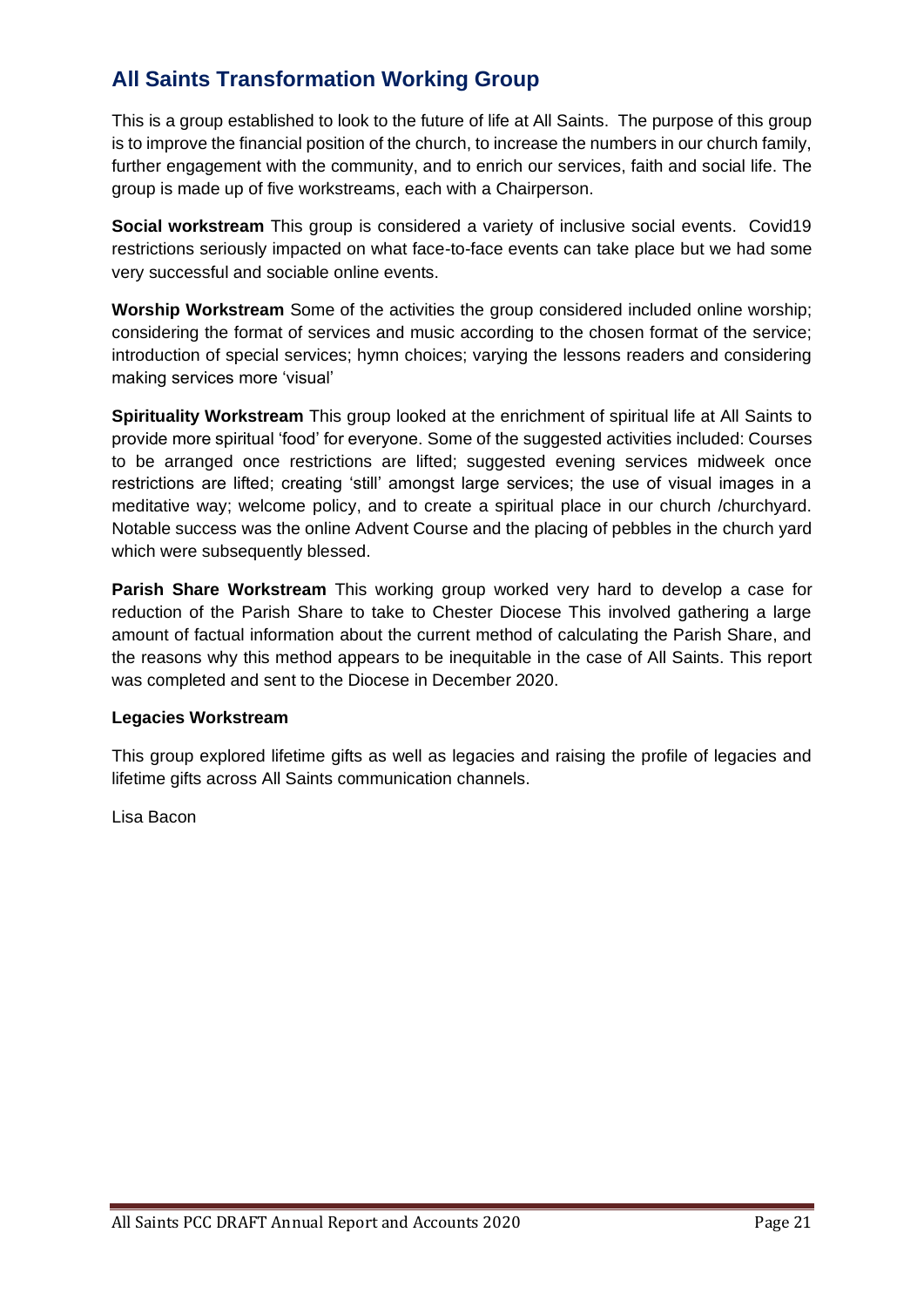## All Saints Transformation Working Group

This is a group established to look to the future of life at All Saints. The purpose of this group is to improve the financial position of the church, to increase the numbers in our church family, further engagement with the community, and to enrich our services, faith and social life. The group is made up of five workstreams, each with a Chairperson.

**Social workstream** This group is considered a variety of inclusive social events. Covid19 restrictions seriously impacted on what face-to-face events can take place but we had some very successful and sociable online events.

**Worship Workstream** Some of the activities the group considered included online worship; considering the format of services and music according to the chosen format of the service; introduction of special services; hymn choices; varying the lessons readers and considering making services more 'visual'

**Spirituality Workstream** This group looked at the enrichment of spiritual life at All Saints to provide more spiritual 'food' for everyone. Some of the suggested activities included: Courses to be arranged once restrictions are lifted; suggested evening services midweek once restrictions are lifted; creating 'still' amongst large services; the use of visual images in a meditative way; welcome policy, and to create a spiritual place in our church /churchyard. Notable success was the online Advent Course and the placing of pebbles in the church yard which were subsequently blessed.

**Parish Share Workstream** This working group worked very hard to develop a case for reduction of the Parish Share to take to Chester Diocese This involved gathering a large amount of factual information about the current method of calculating the Parish Share, and the reasons why this method appears to be inequitable in the case of All Saints. This report was completed and sent to the Diocese in December 2020.

**Legacies Workstream**

This group explored lifetime gifts as well as legacies and raising the profile of legacies and lifetime gifts across All Saints communication channels.

Lisa Bacon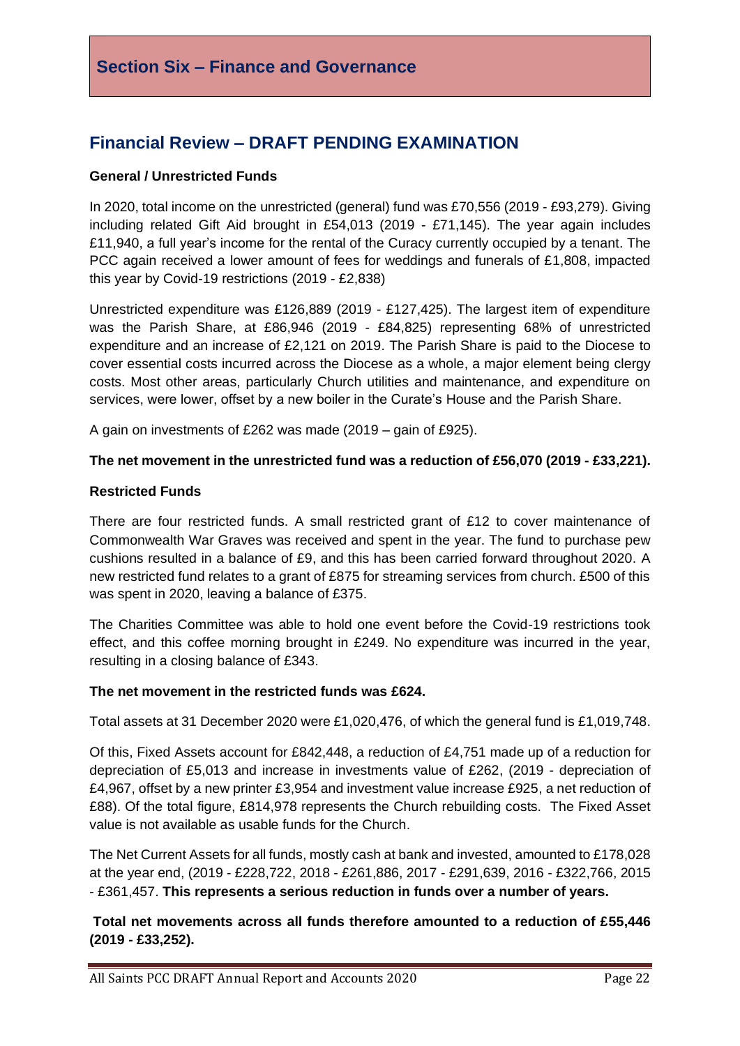# Section Six – Finance and Governance

## Financial Review – DRAFT PENDING EXAMINATION

**General / Unrestricted Funds**

In 2020, total income on the unrestricted (general) fund was £70,556 (2019 - £93,279). Giving including related Gift Aid brought in £54,013 (2019 - £71,145). The year again includes £11,940, a full year's income for the rental of the Curacy currently occupied by a tenant. The PCC again received a lower amount of fees for weddings and funerals of £1,808, impacted this year by Covid-19 restrictions (2019 - £2,838)

Unrestricted expenditure was £126,889 (2019 - £127,425). The largest item of expenditure was the Parish Share, at £86,946 (2019 - £84,825) representing 68% of unrestricted expenditure and an increase of £2,121 on 2019. The Parish Share is paid to the Diocese to cover essential costs incurred across the Diocese as a whole, a major element being clergy costs. Most other areas, particularly Church utilities and maintenance, and expenditure on services, were lower, offset by a new boiler in the Curate's House and the Parish Share.

A gain on investments of £262 was made (2019 – gain of £925).

**The net movement in the unrestricted fund was a reduction of £56,070 (2019 - £33,221).**

**Restricted Funds**

There are four restricted funds. A small restricted grant of £12 to cover maintenance of Commonwealth War Graves was received and spent in the year. The fund to purchase pew cushions resulted in a balance of £9, and this has been carried forward throughout 2020. A new restricted fund relates to a grant of £875 for streaming services from church. £500 of this was spent in 2020, leaving a balance of £375.

The Charities Committee was able to hold one event before the Covid-19 restrictions took effect, and this coffee morning brought in £249. No expenditure was incurred in the year, resulting in a closing balance of £343.

**The net movement in the restricted funds was £624.**

Total assets at 31 December 2020 were £1,020,476, of which the general fund is £1,019,748.

Of this, Fixed Assets account for £842,448, a reduction of £4,751 made up of a reduction for depreciation of £5,013 and increase in investments value of £262, (2019 - depreciation of £4,967, offset by a new printer £3,954 and investment value increase £925, a net reduction of £88). Of the total figure, £814,978 represents the Church rebuilding costs. The Fixed Asset value is not available as usable funds for the Church.

The Net Current Assets for all funds, mostly cash at bank and invested, amounted to £178,028 at the year end, (2019 - £228,722, 2018 - £261,886, 2017 - £291,639, 2016 - £322,766, 2015 - £361,457. **This represents a serious reduction in funds over a number of years.**

**Total net movements across all funds therefore amounted to a reduction of £55,446 (2019 - £33,252).**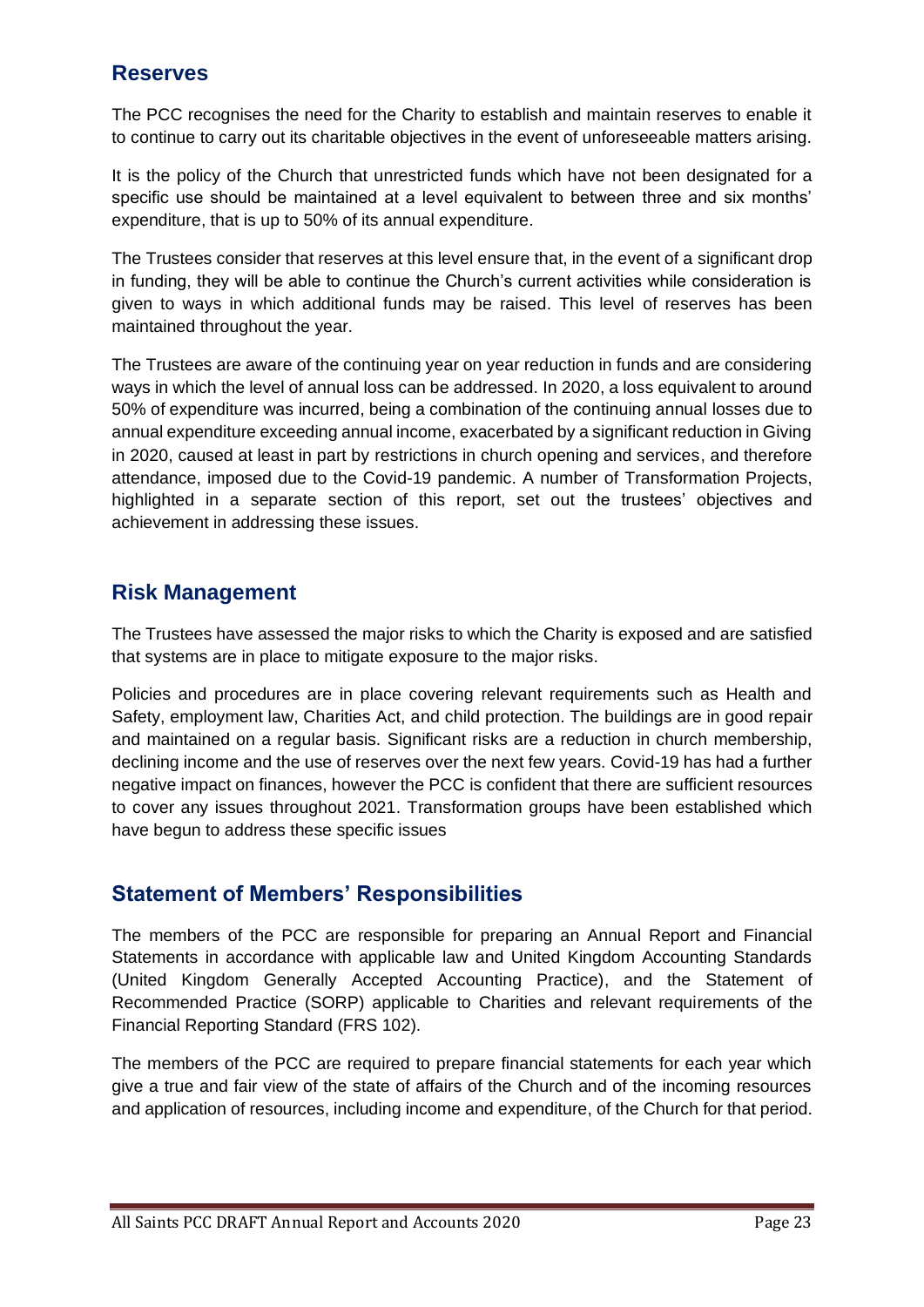## Reserves

The PCC recognises the need for the Charity to establish and maintain reserves to enable it to continue to carry out its charitable objectives in the event of unforeseeable matters arising.

It is the policy of the Church that unrestricted funds which have not been designated for a specific use should be maintained at a level equivalent to between three and six months' expenditure, that is up to 50% of its annual expenditure.

The Trustees consider that reserves at this level ensure that, in the event of a significant drop in funding, they will be able to continue the Church's current activities while consideration is given to ways in which additional funds may be raised. This level of reserves has been maintained throughout the year.

The Trustees are aware of the continuing year on year reduction in funds and are considering ways in which the level of annual loss can be addressed. In 2020, a loss equivalent to around 50% of expenditure was incurred, being a combination of the continuing annual losses due to annual expenditure exceeding annual income, exacerbated by a significant reduction in Giving in 2020, caused at least in part by restrictions in church opening and services, and therefore attendance, imposed due to the Covid-19 pandemic. A number of Transformation Projects, highlighted in a separate section of this report, set out the trustees' objectives and achievement in addressing these issues.

## Risk Management

The Trustees have assessed the major risks to which the Charity is exposed and are satisfied that systems are in place to mitigate exposure to the major risks.

Policies and procedures are in place covering relevant requirements such as Health and Safety, employment law, Charities Act, and child protection. The buildings are in good repair and maintained on a regular basis. Significant risks are a reduction in church membership, declining income and the use of reserves over the next few years. Covid-19 has had a further negative impact on finances, however the PCC is confident that there are sufficient resources to cover any issues throughout 2021. Transformation groups have been established which have begun to address these specific issues

## Statement of Members' Responsibilities

The members of the PCC are responsible for preparing an Annual Report and Financial Statements in accordance with applicable law and United Kingdom Accounting Standards (United Kingdom Generally Accepted Accounting Practice), and the Statement of Recommended Practice (SORP) applicable to Charities and relevant requirements of the Financial Reporting Standard (FRS 102).

The members of the PCC are required to prepare financial statements for each year which give a true and fair view of the state of affairs of the Church and of the incoming resources and application of resources, including income and expenditure, of the Church for that period.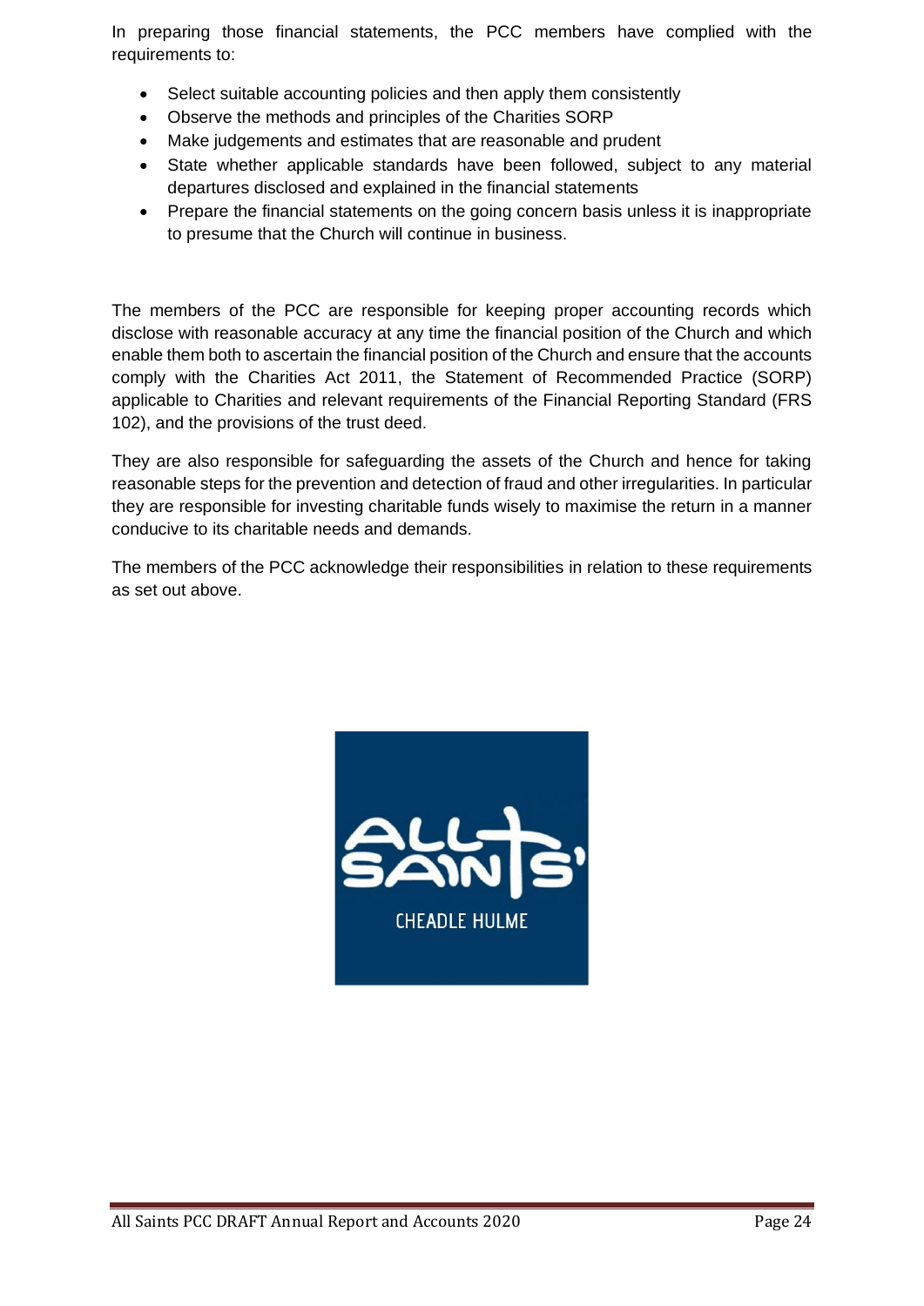In preparing those financial statements, the PCC members have complied with the requirements to:

- Select suitable accounting policies and then apply them consistently
- Observe the methods and principles of the Charities SORP
- Make judgements and estimates that are reasonable and prudent
- State whether applicable standards have been followed, subject to any material departures disclosed and explained in the financial statements
- Prepare the financial statements on the going concern basis unless it is inappropriate to presume that the Church will continue in business.

The members of the PCC are responsible for keeping proper accounting records which disclose with reasonable accuracy at any time the financial position of the Church and which enable them both to ascertain the financial position of the Church and ensure that the accounts comply with the Charities Act 2011, the Statement of Recommended Practice (SORP) applicable to Charities and relevant requirements of the Financial Reporting Standard (FRS 102), and the provisions of the trust deed.

They are also responsible for safeguarding the assets of the Church and hence for taking reasonable steps for the prevention and detection of fraud and other irregularities. In particular they are responsible for investing charitable funds wisely to maximise the return in a manner conducive to its charitable needs and demands.

The members of the PCC acknowledge their responsibilities in relation to these requirements as set out above.

ALL SAINTS'

CHEADLE HULME